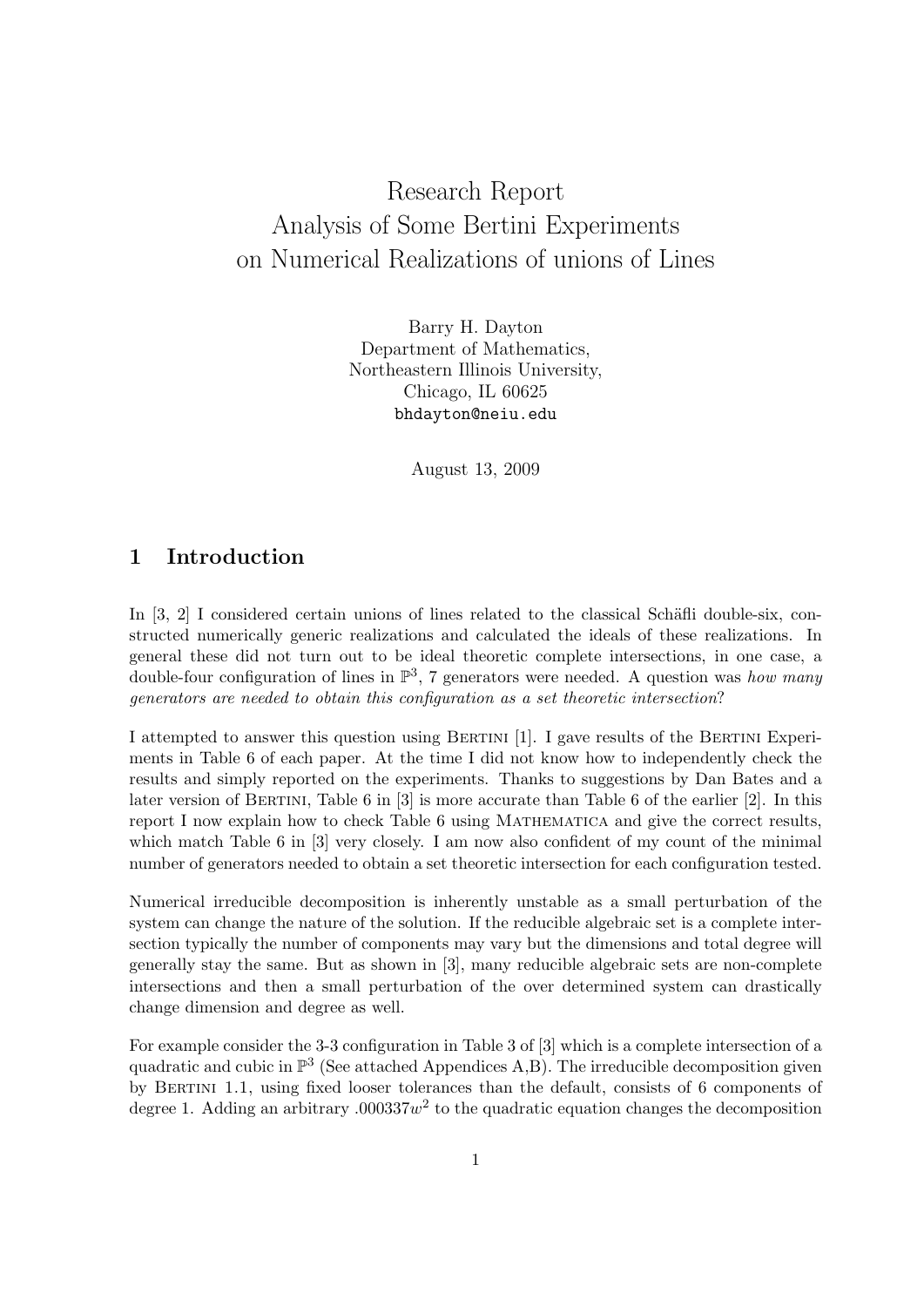# Research Report
# Analysis of Some Bertini Experiments
# on Numerical Realizations of unions of Lines

Barry H. Dayton
Department of Mathematics,
Northeastern Illinois University,
Chicago, IL 60625
bhdayton@neiu.edu

August 13, 2009

## 1 Introduction

In [3, 2] I considered certain unions of lines related to the classical Schäfli double-six, constructed numerically generic realizations and calculated the ideals of these realizations. In general these did not turn out to be ideal theoretic complete intersections, in one case, a double-four configuration of lines in $\mathbb{P}^3$, 7 generators were needed. A question was *how many generators are needed to obtain this configuration as a set theoretic intersection*?

I attempted to answer this question using Bertini [1]. I gave results of the Bertini Experiments in Table 6 of each paper. At the time I did not know how to independently check the results and simply reported on the experiments. Thanks to suggestions by Dan Bates and a later version of Bertini, Table 6 in [3] is more accurate than Table 6 of the earlier [2]. In this report I now explain how to check Table 6 using Mathematica and give the correct results, which match Table 6 in [3] very closely. I am now also confident of my count of the minimal number of generators needed to obtain a set theoretic intersection for each configuration tested.

Numerical irreducible decomposition is inherently unstable as a small perturbation of the system can change the nature of the solution. If the reducible algebraic set is a complete intersection typically the number of components may vary but the dimensions and total degree will generally stay the same. But as shown in [3], many reducible algebraic sets are non-complete intersections and then a small perturbation of the over determined system can drastically change dimension and degree as well.

For example consider the 3-3 configuration in Table 3 of [3] which is a complete intersection of a quadratic and cubic in $\mathbb{P}^3$ (See attached Appendices A,B). The irreducible decomposition given by Bertini 1.1, using fixed looser tolerances than the default, consists of 6 components of degree 1. Adding an arbitrary $.000337w^2$ to the quadratic equation changes the decomposition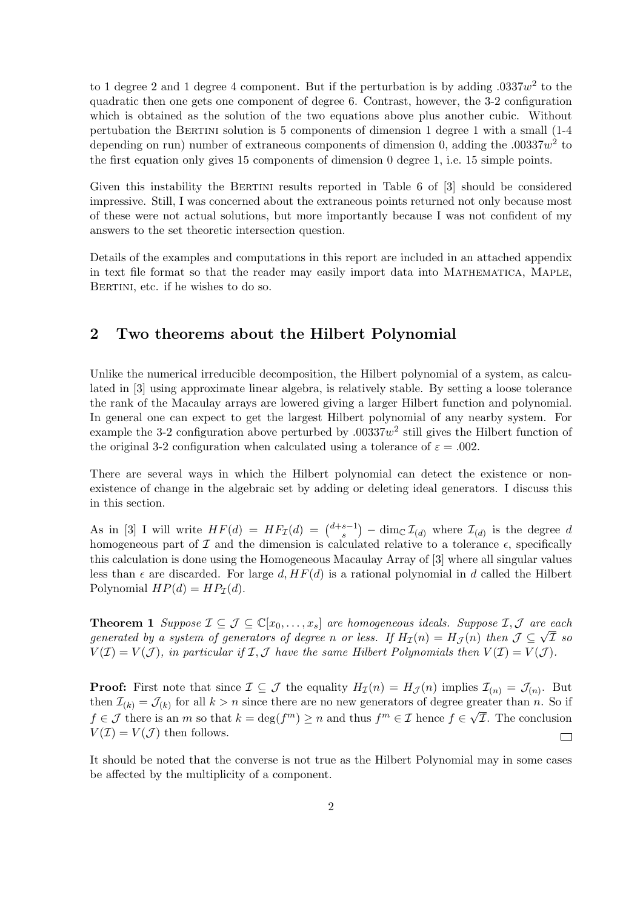to 1 degree 2 and 1 degree 4 component. But if the perturbation is by adding $.0337w^2$ to the quadratic then one gets one component of degree 6. Contrast, however, the 3-2 configuration which is obtained as the solution of the two equations above plus another cubic. Without pertubation the Bertini solution is 5 components of dimension 1 degree 1 with a small (1-4 depending on run) number of extraneous components of dimension 0, adding the $.00337w^2$ to the first equation only gives 15 components of dimension 0 degree 1, i.e. 15 simple points.

Given this instability the Bertini results reported in Table 6 of [3] should be considered impressive. Still, I was concerned about the extraneous points returned not only because most of these were not actual solutions, but more importantly because I was not confident of my answers to the set theoretic intersection question.

Details of the examples and computations in this report are included in an attached appendix in text file format so that the reader may easily import data into Mathematica, Maple, Bertini, etc. if he wishes to do so.

## 2 Two theorems about the Hilbert Polynomial

Unlike the numerical irreducible decomposition, the Hilbert polynomial of a system, as calculated in [3] using approximate linear algebra, is relatively stable. By setting a loose tolerance the rank of the Macaulay arrays are lowered giving a larger Hilbert function and polynomial. In general one can expect to get the largest Hilbert polynomial of any nearby system. For example the 3-2 configuration above perturbed by $.00337w^2$ still gives the Hilbert function of the original 3-2 configuration when calculated using a tolerance of $\varepsilon = .002$.

There are several ways in which the Hilbert polynomial can detect the existence or non-existence of change in the algebraic set by adding or deleting ideal generators. I discuss this in this section.

As in [3] I will write $HF(d) = HF_{\mathcal{I}}(d) = \binom{d+s-1}{s} - \dim_{\mathbb{C}} \mathcal{I}_{(d)}$ where $\mathcal{I}_{(d)}$ is the degree $d$ homogeneous part of $\mathcal{I}$ and the dimension is calculated relative to a tolerance $\epsilon$, specifically this calculation is done using the Homogeneous Macaulay Array of [3] where all singular values less than $\epsilon$ are discarded. For large $d$, $HF(d)$ is a rational polynomial in $d$ called the Hilbert Polynomial $HP(d) = HP_{\mathcal{I}}(d)$.

**Theorem 1** *Suppose $\mathcal{I} \subseteq \mathcal{J} \subseteq \mathbb{C}[x_0, \ldots, x_s]$ are homogeneous ideals. Suppose $\mathcal{I}, \mathcal{J}$ are each generated by a system of generators of degree $n$ or less. If $H_{\mathcal{I}}(n) = H_{\mathcal{J}}(n)$ then $\mathcal{J} \subseteq \sqrt{\mathcal{I}}$ so $V(\mathcal{I}) = V(\mathcal{J})$, in particular if $\mathcal{I}, \mathcal{J}$ have the same Hilbert Polynomials then $V(\mathcal{I}) = V(\mathcal{J})$.*

**Proof:** First note that since $\mathcal{I} \subseteq \mathcal{J}$ the equality $H_{\mathcal{I}}(n) = H_{\mathcal{J}}(n)$ implies $\mathcal{I}_{(n)} = \mathcal{J}_{(n)}$. But then $\mathcal{I}_{(k)} = \mathcal{J}_{(k)}$ for all $k > n$ since there are no new generators of degree greater than $n$. So if $f \in \mathcal{J}$ there is an $m$ so that $k = \deg(f^m) \geq n$ and thus $f^m \in \mathcal{I}$ hence $f \in \sqrt{\mathcal{I}}$. The conclusion $V(\mathcal{I}) = V(\mathcal{J})$ then follows. $\square$

It should be noted that the converse is not true as the Hilbert Polynomial may in some cases be affected by the multiplicity of a component.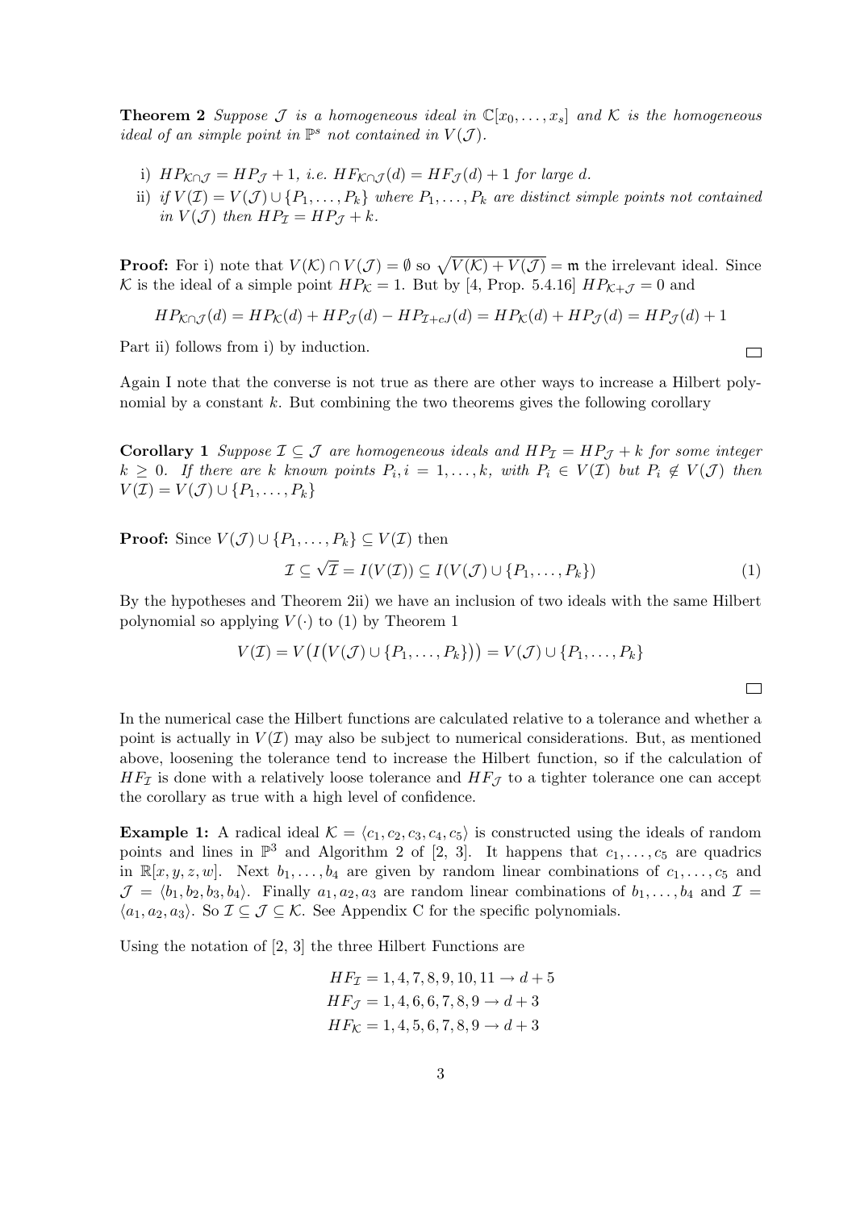**Theorem 2** *Suppose $\mathcal{J}$ is a homogeneous ideal in $\mathbb{C}[x_0, \ldots, x_s]$ and $\mathcal{K}$ is the homogeneous ideal of an simple point in $\mathbb{P}^s$ not contained in $V(\mathcal{J})$.*

i) $HP_{\mathcal{K}\cap\mathcal{J}} = HP_{\mathcal{J}} + 1$, *i.e.* $HF_{\mathcal{K}\cap\mathcal{J}}(d) = HF_{\mathcal{J}}(d) + 1$ *for large d.*

ii) *if $V(\mathcal{I}) = V(\mathcal{J}) \cup \{P_1, \ldots, P_k\}$ where $P_1, \ldots, P_k$ are distinct simple points not contained in $V(\mathcal{J})$ then $HP_{\mathcal{I}} = HP_{\mathcal{J}} + k$.*

**Proof:** For i) note that $V(\mathcal{K}) \cap V(\mathcal{J}) = \emptyset$ so $\sqrt{V(\mathcal{K}) + V(\mathcal{J})} = \mathfrak{m}$ the irrelevant ideal. Since $\mathcal{K}$ is the ideal of a simple point $HP_{\mathcal{K}} = 1$. But by [4, Prop. 5.4.16] $HP_{\mathcal{K}+\mathcal{J}} = 0$ and

$$HP_{\mathcal{K}\cap\mathcal{J}}(d) = HP_{\mathcal{K}}(d) + HP_{\mathcal{J}}(d) - HP_{\mathcal{I}+cJ}(d) = HP_{\mathcal{K}}(d) + HP_{\mathcal{J}}(d) = HP_{\mathcal{J}}(d) + 1$$

Part ii) follows from i) by induction. $\square$

Again I note that the converse is not true as there are other ways to increase a Hilbert polynomial by a constant $k$. But combining the two theorems gives the following corollary

**Corollary 1** *Suppose $\mathcal{I} \subseteq \mathcal{J}$ are homogeneous ideals and $HP_{\mathcal{I}} = HP_{\mathcal{J}} + k$ for some integer $k \geq 0$. If there are $k$ known points $P_i, i = 1, \ldots, k$, with $P_i \in V(\mathcal{I})$ but $P_i \notin V(\mathcal{J})$ then $V(\mathcal{I}) = V(\mathcal{J}) \cup \{P_1, \ldots, P_k\}$*

**Proof:** Since $V(\mathcal{J}) \cup \{P_1, \ldots, P_k\} \subseteq V(\mathcal{I})$ then

$$\mathcal{I} \subseteq \sqrt{\mathcal{I}} = I(V(\mathcal{I})) \subseteq I(V(\mathcal{J}) \cup \{P_1, \ldots, P_k\}) \tag{1}$$

By the hypotheses and Theorem 2ii) we have an inclusion of two ideals with the same Hilbert polynomial so applying $V(\cdot)$ to (1) by Theorem 1

$$V(\mathcal{I}) = V\big(I\big(V(\mathcal{J}) \cup \{P_1, \ldots, P_k\}\big)\big) = V(\mathcal{J}) \cup \{P_1, \ldots, P_k\}$$

$\square$

In the numerical case the Hilbert functions are calculated relative to a tolerance and whether a point is actually in $V(\mathcal{I})$ may also be subject to numerical considerations. But, as mentioned above, loosening the tolerance tend to increase the Hilbert function, so if the calculation of $HF_{\mathcal{I}}$ is done with a relatively loose tolerance and $HF_{\mathcal{J}}$ to a tighter tolerance one can accept the corollary as true with a high level of confidence.

**Example 1:** A radical ideal $\mathcal{K} = \langle c_1, c_2, c_3, c_4, c_5 \rangle$ is constructed using the ideals of random points and lines in $\mathbb{P}^3$ and Algorithm 2 of [2, 3]. It happens that $c_1, \ldots, c_5$ are quadrics in $\mathbb{R}[x, y, z, w]$. Next $b_1, \ldots, b_4$ are given by random linear combinations of $c_1, \ldots, c_5$ and $\mathcal{J} = \langle b_1, b_2, b_3, b_4 \rangle$. Finally $a_1, a_2, a_3$ are random linear combinations of $b_1, \ldots, b_4$ and $\mathcal{I} = \langle a_1, a_2, a_3 \rangle$. So $\mathcal{I} \subseteq \mathcal{J} \subseteq \mathcal{K}$. See Appendix C for the specific polynomials.

Using the notation of [2, 3] the three Hilbert Functions are

$$HF_{\mathcal{I}} = 1, 4, 7, 8, 9, 10, 11 \to d + 5$$
$$HF_{\mathcal{J}} = 1, 4, 6, 6, 7, 8, 9 \to d + 3$$
$$HF_{\mathcal{K}} = 1, 4, 5, 6, 7, 8, 9 \to d + 3$$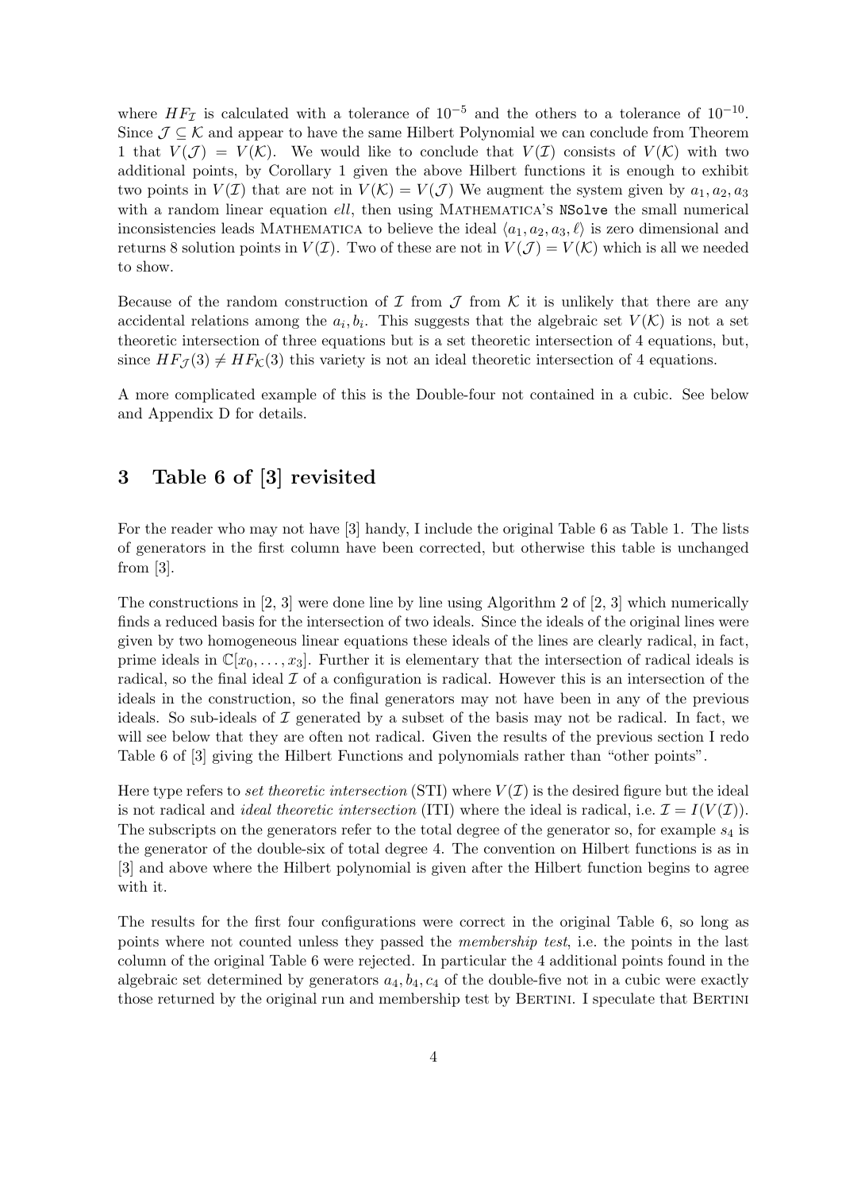where $HF_{\mathcal{I}}$ is calculated with a tolerance of $10^{-5}$ and the others to a tolerance of $10^{-10}$. Since $\mathcal{J} \subseteq \mathcal{K}$ and appear to have the same Hilbert Polynomial we can conclude from Theorem 1 that $V(\mathcal{J}) = V(\mathcal{K})$. We would like to conclude that $V(\mathcal{I})$ consists of $V(\mathcal{K})$ with two additional points, by Corollary 1 given the above Hilbert functions it is enough to exhibit two points in $V(\mathcal{I})$ that are not in $V(\mathcal{K}) = V(\mathcal{J})$ We augment the system given by $a_1, a_2, a_3$ with a random linear equation *ell*, then using MATHEMATICA'S `NSolve` the small numerical inconsistencies leads MATHEMATICA to believe the ideal $\langle a_1, a_2, a_3, \ell\rangle$ is zero dimensional and returns 8 solution points in $V(\mathcal{I})$. Two of these are not in $V(\mathcal{J}) = V(\mathcal{K})$ which is all we needed to show.

Because of the random construction of $\mathcal{I}$ from $\mathcal{J}$ from $\mathcal{K}$ it is unlikely that there are any accidental relations among the $a_i, b_i$. This suggests that the algebraic set $V(\mathcal{K})$ is not a set theoretic intersection of three equations but is a set theoretic intersection of 4 equations, but, since $HF_{\mathcal{J}}(3) \neq HF_{\mathcal{K}}(3)$ this variety is not an ideal theoretic intersection of 4 equations.

A more complicated example of this is the Double-four not contained in a cubic. See below and Appendix D for details.

## 3 Table 6 of [3] revisited

For the reader who may not have [3] handy, I include the original Table 6 as Table 1. The lists of generators in the first column have been corrected, but otherwise this table is unchanged from [3].

The constructions in [2, 3] were done line by line using Algorithm 2 of [2, 3] which numerically finds a reduced basis for the intersection of two ideals. Since the ideals of the original lines were given by two homogeneous linear equations these ideals of the lines are clearly radical, in fact, prime ideals in $\mathbb{C}[x_0, \ldots, x_3]$. Further it is elementary that the intersection of radical ideals is radical, so the final ideal $\mathcal{I}$ of a configuration is radical. However this is an intersection of the ideals in the construction, so the final generators may not have been in any of the previous ideals. So sub-ideals of $\mathcal{I}$ generated by a subset of the basis may not be radical. In fact, we will see below that they are often not radical. Given the results of the previous section I redo Table 6 of [3] giving the Hilbert Functions and polynomials rather than "other points".

Here type refers to *set theoretic intersection* (STI) where $V(\mathcal{I})$ is the desired figure but the ideal is not radical and *ideal theoretic intersection* (ITI) where the ideal is radical, i.e. $\mathcal{I} = I(V(\mathcal{I}))$. The subscripts on the generators refer to the total degree of the generator so, for example $s_4$ is the generator of the double-six of total degree 4. The convention on Hilbert functions is as in [3] and above where the Hilbert polynomial is given after the Hilbert function begins to agree with it.

The results for the first four configurations were correct in the original Table 6, so long as points where not counted unless they passed the *membership test*, i.e. the points in the last column of the original Table 6 were rejected. In particular the 4 additional points found in the algebraic set determined by generators $a_4, b_4, c_4$ of the double-five not in a cubic were exactly those returned by the original run and membership test by BERTINI. I speculate that BERTINI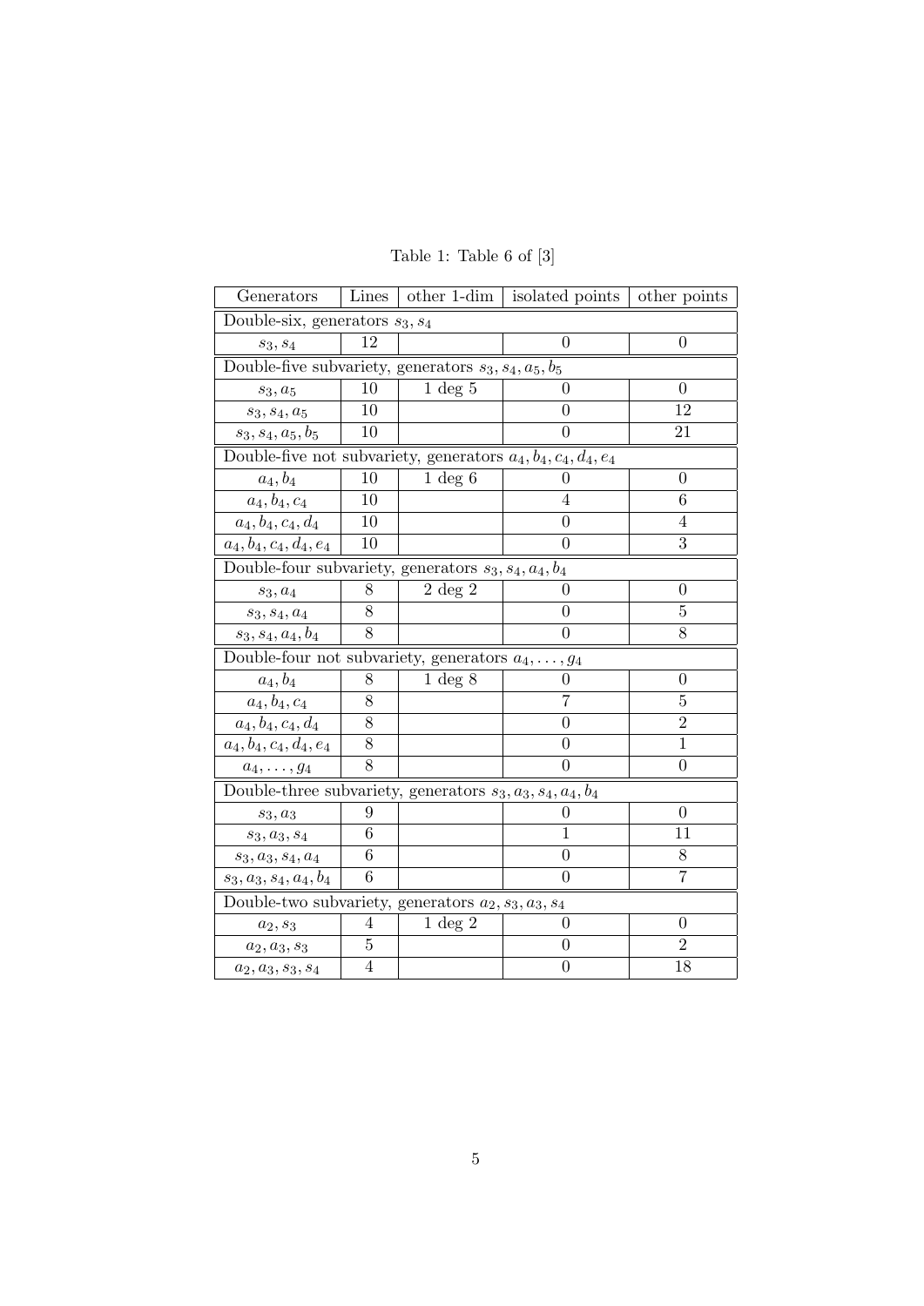Table 1: Table 6 of [3]

| Generators | Lines | other 1-dim | isolated points | other points |
|---|---|---|---|---|
| Double-six, generators $s_3, s_4$ | | | | |
| $s_3, s_4$ | 12 | | 0 | 0 |
| Double-five subvariety, generators $s_3, s_4, a_5, b_5$ | | | | |
| $s_3, a_5$ | 10 | 1 deg 5 | 0 | 0 |
| $s_3, s_4, a_5$ | 10 | | 0 | 12 |
| $s_3, s_4, a_5, b_5$ | 10 | | 0 | 21 |
| Double-five not subvariety, generators $a_4, b_4, c_4, d_4, e_4$ | | | | |
| $a_4, b_4$ | 10 | 1 deg 6 | 0 | 0 |
| $a_4, b_4, c_4$ | 10 | | 4 | 6 |
| $a_4, b_4, c_4, d_4$ | 10 | | 0 | 4 |
| $a_4, b_4, c_4, d_4, e_4$ | 10 | | 0 | 3 |
| Double-four subvariety, generators $s_3, s_4, a_4, b_4$ | | | | |
| $s_3, a_4$ | 8 | 2 deg 2 | 0 | 0 |
| $s_3, s_4, a_4$ | 8 | | 0 | 5 |
| $s_3, s_4, a_4, b_4$ | 8 | | 0 | 8 |
| Double-four not subvariety, generators $a_4, \ldots, g_4$ | | | | |
| $a_4, b_4$ | 8 | 1 deg 8 | 0 | 0 |
| $a_4, b_4, c_4$ | 8 | | 7 | 5 |
| $a_4, b_4, c_4, d_4$ | 8 | | 0 | 2 |
| $a_4, b_4, c_4, d_4, e_4$ | 8 | | 0 | 1 |
| $a_4, \ldots, g_4$ | 8 | | 0 | 0 |
| Double-three subvariety, generators $s_3, a_3, s_4, a_4, b_4$ | | | | |
| $s_3, a_3$ | 9 | | 0 | 0 |
| $s_3, a_3, s_4$ | 6 | | 1 | 11 |
| $s_3, a_3, s_4, a_4$ | 6 | | 0 | 8 |
| $s_3, a_3, s_4, a_4, b_4$ | 6 | | 0 | 7 |
| Double-two subvariety, generators $a_2, s_3, a_3, s_4$ | | | | |
| $a_2, s_3$ | 4 | 1 deg 2 | 0 | 0 |
| $a_2, a_3, s_3$ | 5 | | 0 | 2 |
| $a_2, a_3, s_3, s_4$ | 4 | | 0 | 18 |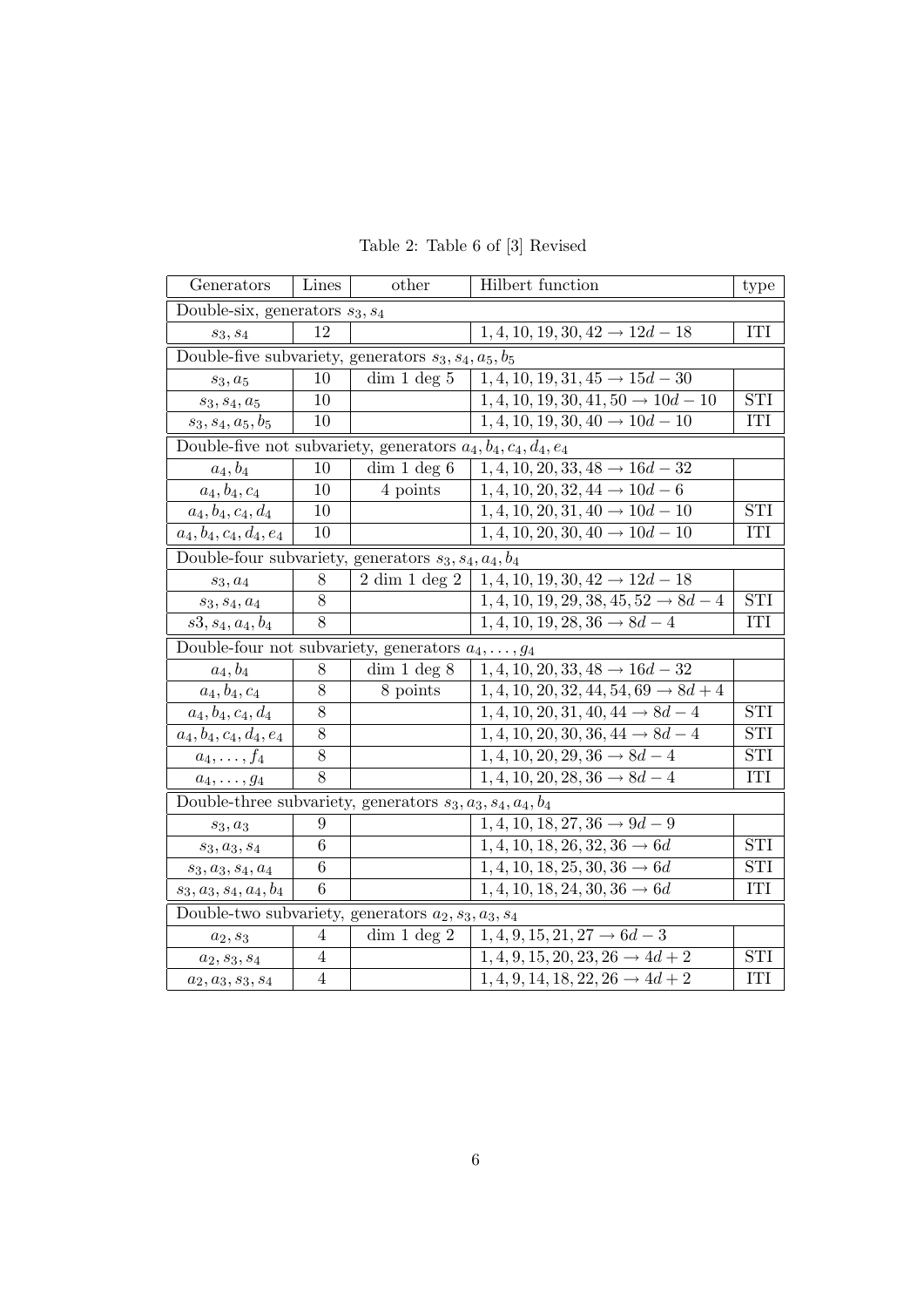Table 2: Table 6 of [3] Revised

| Generators | Lines | other | Hilbert function | type |
|---|---|---|---|---|
| Double-six, generators $s_3, s_4$ | | | | |
| $s_3, s_4$ | 12 | | $1, 4, 10, 19, 30, 42 \to 12d - 18$ | ITI |
| Double-five subvariety, generators $s_3, s_4, a_5, b_5$ | | | | |
| $s_3, a_5$ | 10 | dim 1 deg 5 | $1, 4, 10, 19, 31, 45 \to 15d - 30$ | |
| $s_3, s_4, a_5$ | 10 | | $1, 4, 10, 19, 30, 41, 50 \to 10d - 10$ | STI |
| $s_3, s_4, a_5, b_5$ | 10 | | $1, 4, 10, 19, 30, 40 \to 10d - 10$ | ITI |
| Double-five not subvariety, generators $a_4, b_4, c_4, d_4, e_4$ | | | | |
| $a_4, b_4$ | 10 | dim 1 deg 6 | $1, 4, 10, 20, 33, 48 \to 16d - 32$ | |
| $a_4, b_4, c_4$ | 10 | 4 points | $1, 4, 10, 20, 32, 44 \to 10d - 6$ | |
| $a_4, b_4, c_4, d_4$ | 10 | | $1, 4, 10, 20, 31, 40 \to 10d - 10$ | STI |
| $a_4, b_4, c_4, d_4, e_4$ | 10 | | $1, 4, 10, 20, 30, 40 \to 10d - 10$ | ITI |
| Double-four subvariety, generators $s_3, s_4, a_4, b_4$ | | | | |
| $s_3, a_4$ | 8 | 2 dim 1 deg 2 | $1, 4, 10, 19, 30, 42 \to 12d - 18$ | |
| $s_3, s_4, a_4$ | 8 | | $1, 4, 10, 19, 29, 38, 45, 52 \to 8d - 4$ | STI |
| $s3, s_4, a_4, b_4$ | 8 | | $1, 4, 10, 19, 28, 36 \to 8d - 4$ | ITI |
| Double-four not subvariety, generators $a_4, \dots, g_4$ | | | | |
| $a_4, b_4$ | 8 | dim 1 deg 8 | $1, 4, 10, 20, 33, 48 \to 16d - 32$ | |
| $a_4, b_4, c_4$ | 8 | 8 points | $1, 4, 10, 20, 32, 44, 54, 69 \to 8d + 4$ | |
| $a_4, b_4, c_4, d_4$ | 8 | | $1, 4, 10, 20, 31, 40, 44 \to 8d - 4$ | STI |
| $a_4, b_4, c_4, d_4, e_4$ | 8 | | $1, 4, 10, 20, 30, 36, 44 \to 8d - 4$ | STI |
| $a_4, \dots, f_4$ | 8 | | $1, 4, 10, 20, 29, 36 \to 8d - 4$ | STI |
| $a_4, \dots, g_4$ | 8 | | $1, 4, 10, 20, 28, 36 \to 8d - 4$ | ITI |
| Double-three subvariety, generators $s_3, a_3, s_4, a_4, b_4$ | | | | |
| $s_3, a_3$ | 9 | | $1, 4, 10, 18, 27, 36 \to 9d - 9$ | |
| $s_3, a_3, s_4$ | 6 | | $1, 4, 10, 18, 26, 32, 36 \to 6d$ | STI |
| $s_3, a_3, s_4, a_4$ | 6 | | $1, 4, 10, 18, 25, 30, 36 \to 6d$ | STI |
| $s_3, a_3, s_4, a_4, b_4$ | 6 | | $1, 4, 10, 18, 24, 30, 36 \to 6d$ | ITI |
| Double-two subvariety, generators $a_2, s_3, a_3, s_4$ | | | | |
| $a_2, s_3$ | 4 | dim 1 deg 2 | $1, 4, 9, 15, 21, 27 \to 6d - 3$ | |
| $a_2, s_3, s_4$ | 4 | | $1, 4, 9, 15, 20, 23, 26 \to 4d + 2$ | STI |
| $a_2, a_3, s_3, s_4$ | 4 | | $1, 4, 9, 14, 18, 22, 26 \to 4d + 2$ | ITI |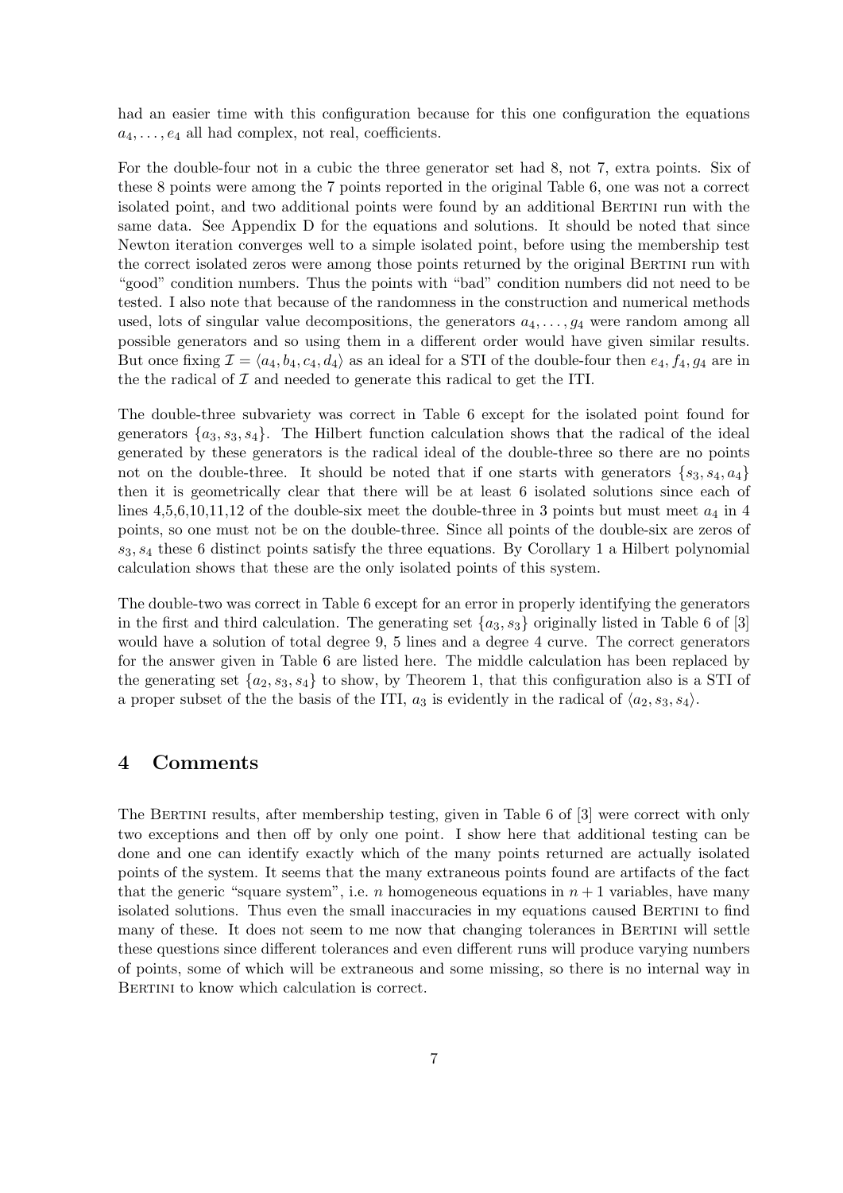had an easier time with this configuration because for this one configuration the equations $a_4, \ldots, e_4$ all had complex, not real, coefficients.

For the double-four not in a cubic the three generator set had 8, not 7, extra points. Six of these 8 points were among the 7 points reported in the original Table 6, one was not a correct isolated point, and two additional points were found by an additional Bertini run with the same data. See Appendix D for the equations and solutions. It should be noted that since Newton iteration converges well to a simple isolated point, before using the membership test the correct isolated zeros were among those points returned by the original Bertini run with "good" condition numbers. Thus the points with "bad" condition numbers did not need to be tested. I also note that because of the randomness in the construction and numerical methods used, lots of singular value decompositions, the generators $a_4, \ldots, g_4$ were random among all possible generators and so using them in a different order would have given similar results. But once fixing $\mathcal{I} = \langle a_4, b_4, c_4, d_4 \rangle$ as an ideal for a STI of the double-four then $e_4, f_4, g_4$ are in the the radical of $\mathcal{I}$ and needed to generate this radical to get the ITI.

The double-three subvariety was correct in Table 6 except for the isolated point found for generators $\{a_3, s_3, s_4\}$. The Hilbert function calculation shows that the radical of the ideal generated by these generators is the radical ideal of the double-three so there are no points not on the double-three. It should be noted that if one starts with generators $\{s_3, s_4, a_4\}$ then it is geometrically clear that there will be at least 6 isolated solutions since each of lines 4,5,6,10,11,12 of the double-six meet the double-three in 3 points but must meet $a_4$ in 4 points, so one must not be on the double-three. Since all points of the double-six are zeros of $s_3, s_4$ these 6 distinct points satisfy the three equations. By Corollary 1 a Hilbert polynomial calculation shows that these are the only isolated points of this system.

The double-two was correct in Table 6 except for an error in properly identifying the generators in the first and third calculation. The generating set $\{a_3, s_3\}$ originally listed in Table 6 of [3] would have a solution of total degree 9, 5 lines and a degree 4 curve. The correct generators for the answer given in Table 6 are listed here. The middle calculation has been replaced by the generating set $\{a_2, s_3, s_4\}$ to show, by Theorem 1, that this configuration also is a STI of a proper subset of the the basis of the ITI, $a_3$ is evidently in the radical of $\langle a_2, s_3, s_4 \rangle$.

## 4 Comments

The Bertini results, after membership testing, given in Table 6 of [3] were correct with only two exceptions and then off by only one point. I show here that additional testing can be done and one can identify exactly which of the many points returned are actually isolated points of the system. It seems that the many extraneous points found are artifacts of the fact that the generic "square system", i.e. $n$ homogeneous equations in $n+1$ variables, have many isolated solutions. Thus even the small inaccuracies in my equations caused Bertini to find many of these. It does not seem to me now that changing tolerances in Bertini will settle these questions since different tolerances and even different runs will produce varying numbers of points, some of which will be extraneous and some missing, so there is no internal way in Bertini to know which calculation is correct.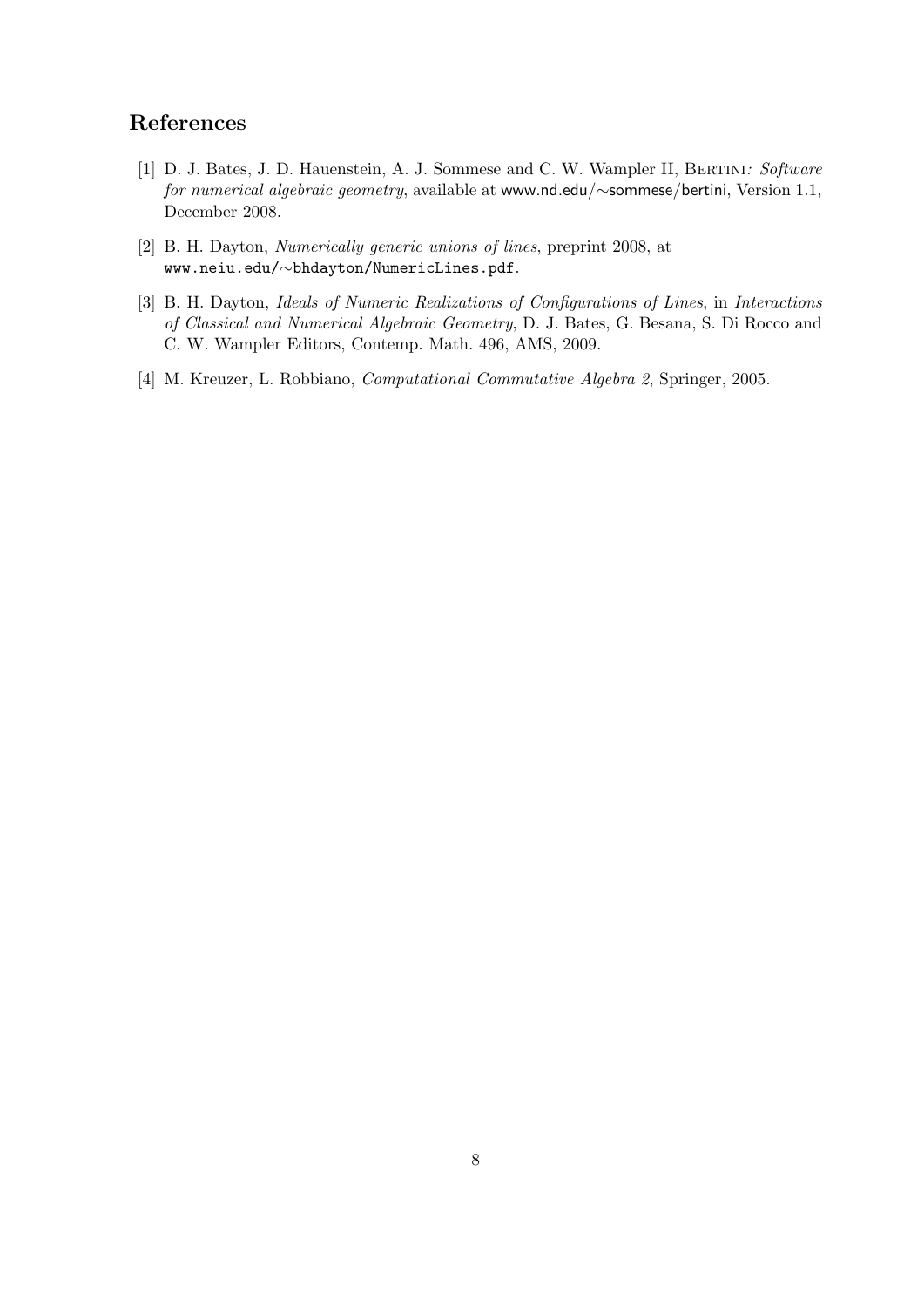## References

[1] D. J. Bates, J. D. Hauenstein, A. J. Sommese and C. W. Wampler II, Bertini*: Software for numerical algebraic geometry*, available at www.nd.edu/∼sommese/bertini, Version 1.1, December 2008.

[2] B. H. Dayton, *Numerically generic unions of lines*, preprint 2008, at www.neiu.edu/∼bhdayton/NumericLines.pdf.

[3] B. H. Dayton, *Ideals of Numeric Realizations of Configurations of Lines*, in *Interactions of Classical and Numerical Algebraic Geometry*, D. J. Bates, G. Besana, S. Di Rocco and C. W. Wampler Editors, Contemp. Math. 496, AMS, 2009.

[4] M. Kreuzer, L. Robbiano, *Computational Commutative Algebra 2*, Springer, 2005.